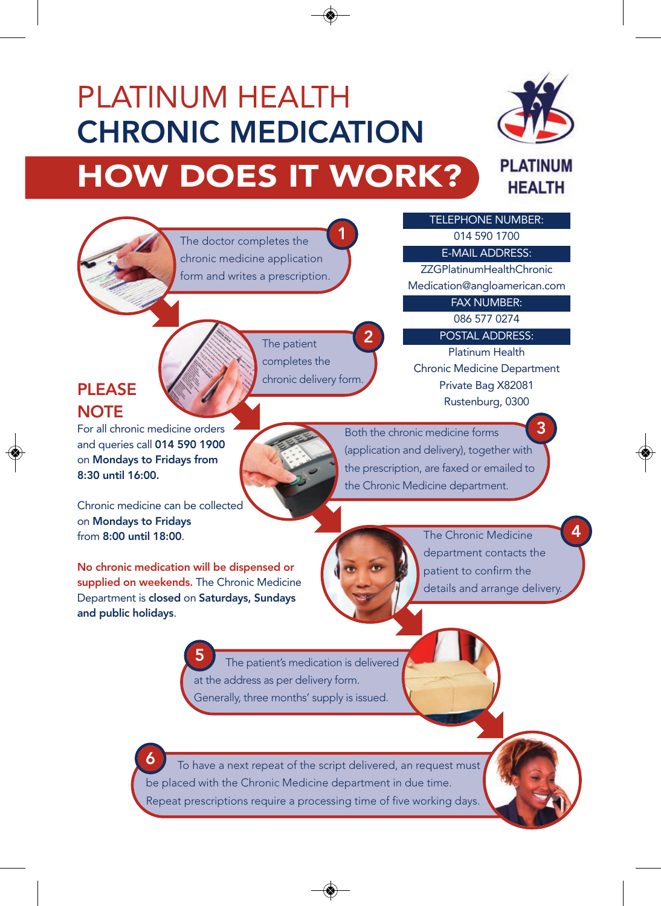# PLATINUM HEALTH
# CHRONIC MEDICATION
## HOW DOES IT WORK?

PLATINUM HEALTH

**TELEPHONE NUMBER:**
014 590 1700

**E-MAIL ADDRESS:**
ZZGPlatinumHealthChronicMedication@angloamerican.com

**FAX NUMBER:**
086 577 0274

**POSTAL ADDRESS:**
Platinum Health
Chronic Medicine Department
Private Bag X82081
Rustenburg, 0300

1. The doctor completes the chronic medicine application form and writes a prescription.
2. The patient completes the chronic delivery form.
3. Both the chronic medicine forms (application and delivery), together with the prescription, are faxed or emailed to the Chronic Medicine department.
4. The Chronic Medicine department contacts the patient to confirm the details and arrange delivery.
5. The patient's medication is delivered at the address as per delivery form. Generally, three months' supply is issued.
6. To have a next repeat of the script delivered, an request must be placed with the Chronic Medicine department in due time. Repeat prescriptions require a processing time of five working days.

## PLEASE NOTE

For all chronic medicine orders and queries call **014 590 1900** on **Mondays to Fridays from 8:30 until 16:00.**

Chronic medicine can be collected on **Mondays to Fridays** from **8:00 until 18:00**.

**No chronic medication will be dispensed or supplied on weekends.** The Chronic Medicine Department is **closed** on **Saturdays, Sundays and public holidays**.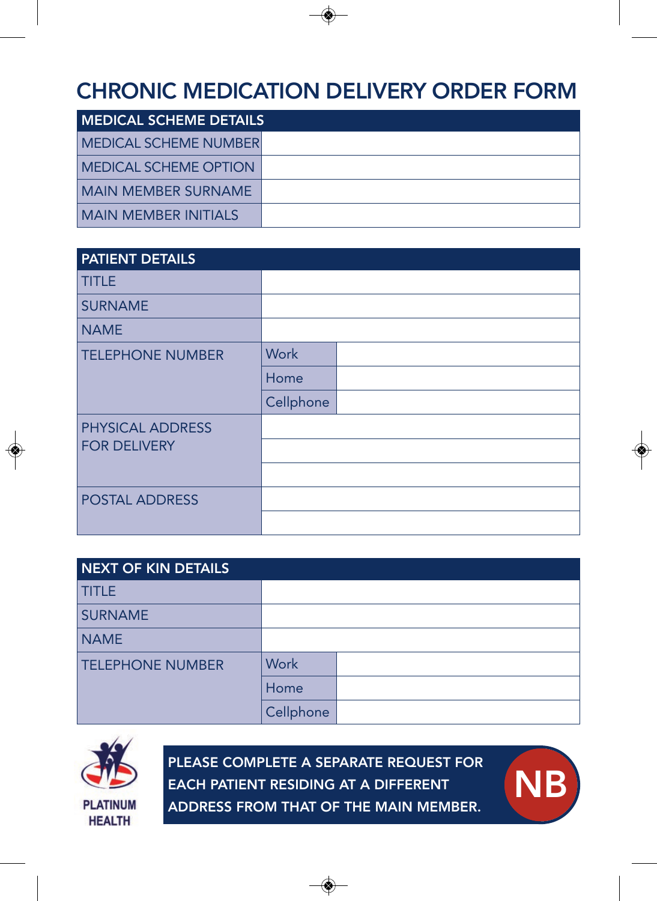# CHRONIC MEDICATION DELIVERY ORDER FORM

| MEDICAL SCHEME DETAILS | |
|---|---|
| MEDICAL SCHEME NUMBER | |
| MEDICAL SCHEME OPTION | |
| MAIN MEMBER SURNAME | |
| MAIN MEMBER INITIALS | |

| PATIENT DETAILS | | |
|---|---|---|
| TITLE | | |
| SURNAME | | |
| NAME | | |
| TELEPHONE NUMBER | Work | |
| | Home | |
| | Cellphone | |
| PHYSICAL ADDRESS FOR DELIVERY | | |
| | | |
| | | |
| POSTAL ADDRESS | | |
| | | |

| NEXT OF KIN DETAILS | | |
|---|---|---|
| TITLE | | |
| SURNAME | | |
| NAME | | |
| TELEPHONE NUMBER | Work | |
| | Home | |
| | Cellphone | |

PLATINUM HEALTH

**NB** PLEASE COMPLETE A SEPARATE REQUEST FOR EACH PATIENT RESIDING AT A DIFFERENT ADDRESS FROM THAT OF THE MAIN MEMBER.